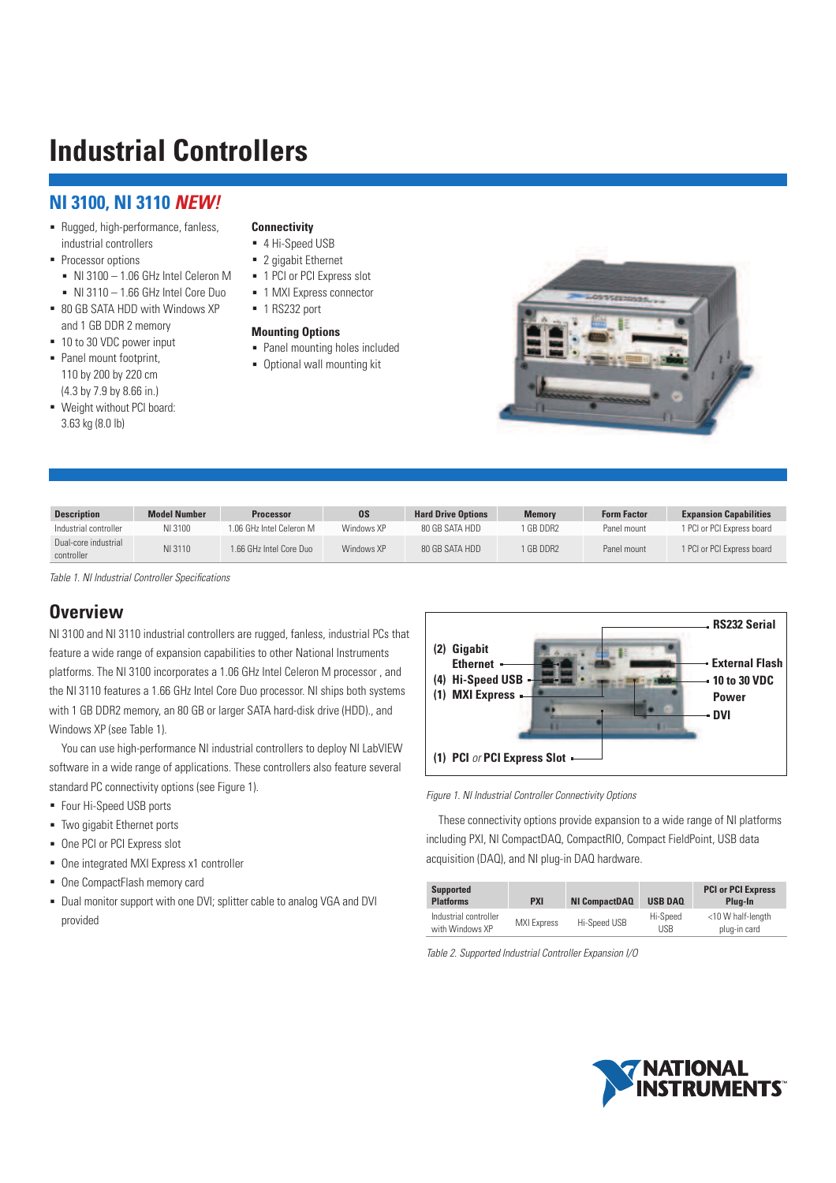# Industrial Controllers

## NI 3100, NI 3110 *NEW!*

- Rugged, high-performance, fanless, industrial controllers
- Processor options
  - NI 3100 – 1.06 GHz Intel Celeron M
  - NI 3110 – 1.66 GHz Intel Core Duo
- 80 GB SATA HDD with Windows XP and 1 GB DDR 2 memory
- 10 to 30 VDC power input
- Panel mount footprint, 110 by 200 by 220 cm (4.3 by 7.9 by 8.66 in.)
- Weight without PCI board: 3.63 kg (8.0 lb)

**Connectivity**
- 4 Hi-Speed USB
- 2 gigabit Ethernet
- 1 PCI or PCI Express slot
- 1 MXI Express connector
- 1 RS232 port

**Mounting Options**
- Panel mounting holes included
- Optional wall mounting kit

| Description | Model Number | Processor | OS | Hard Drive Options | Memory | Form Factor | Expansion Capabilities |
|---|---|---|---|---|---|---|---|
| Industrial controller | NI 3100 | 1.06 GHz Intel Celeron M | Windows XP | 80 GB SATA HDD | 1 GB DDR2 | Panel mount | 1 PCI or PCI Express board |
| Dual-core industrial controller | NI 3110 | 1.66 GHz Intel Core Duo | Windows XP | 80 GB SATA HDD | 1 GB DDR2 | Panel mount | 1 PCI or PCI Express board |

*Table 1. NI Industrial Controller Specifications*

## Overview

NI 3100 and NI 3110 industrial controllers are rugged, fanless, industrial PCs that feature a wide range of expansion capabilities to other National Instruments platforms. The NI 3100 incorporates a 1.06 GHz Intel Celeron M processor , and the NI 3110 features a 1.66 GHz Intel Core Duo processor. NI ships both systems with 1 GB DDR2 memory, an 80 GB or larger SATA hard-disk drive (HDD)., and Windows XP (see Table 1).

You can use high-performance NI industrial controllers to deploy NI LabVIEW software in a wide range of applications. These controllers also feature several standard PC connectivity options (see Figure 1).

- Four Hi-Speed USB ports
- Two gigabit Ethernet ports
- One PCI or PCI Express slot
- One integrated MXI Express x1 controller
- One CompactFlash memory card
- Dual monitor support with one DVI; splitter cable to analog VGA and DVI provided

**(2) Gigabit Ethernet**
**(4) Hi-Speed USB**
**(1) MXI Express**
**(1) PCI** *or* **PCI Express Slot**
**RS232 Serial**
**External Flash**
**10 to 30 VDC Power**
**DVI**

*Figure 1. NI Industrial Controller Connectivity Options*

These connectivity options provide expansion to a wide range of NI platforms including PXI, NI CompactDAQ, CompactRIO, Compact FieldPoint, USB data acquisition (DAQ), and NI plug-in DAQ hardware.

| Supported Platforms | PXI | NI CompactDAQ | USB DAQ | PCI or PCI Express Plug-In |
|---|---|---|---|---|
| Industrial controller with Windows XP | MXI Express | Hi-Speed USB | Hi-Speed USB | <10 W half-length plug-in card |

*Table 2. Supported Industrial Controller Expansion I/O*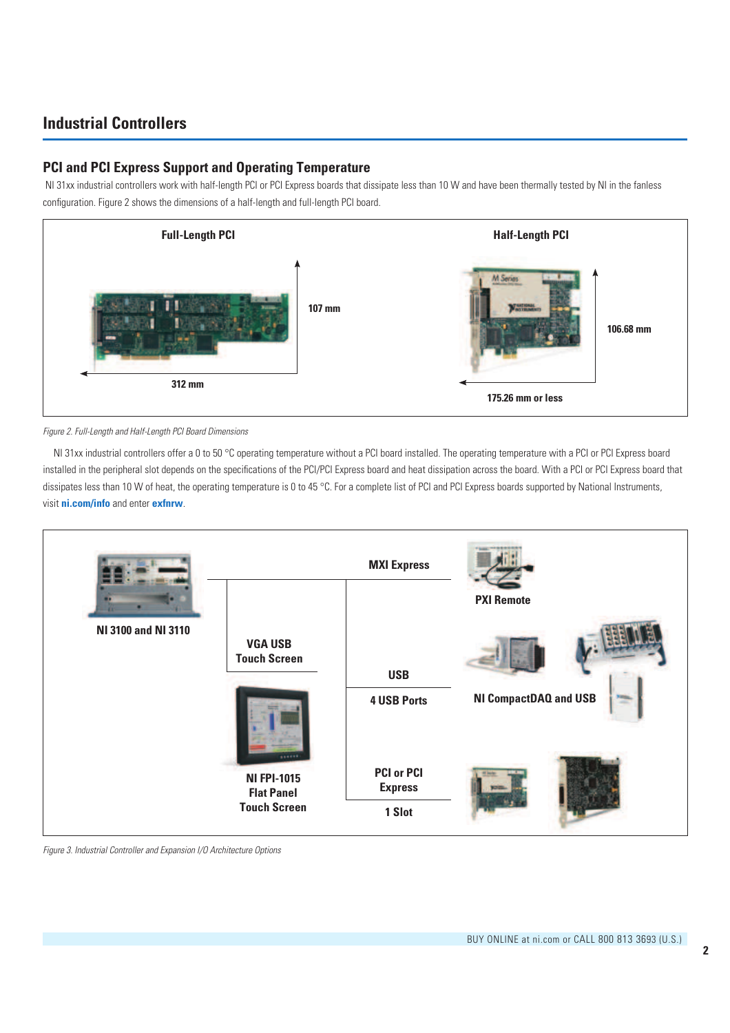## Industrial Controllers

### PCI and PCI Express Support and Operating Temperature

NI 31xx industrial controllers work with half-length PCI or PCI Express boards that dissipate less than 10 W and have been thermally tested by NI in the fanless configuration. Figure 2 shows the dimensions of a half-length and full-length PCI board.

Full-Length PCI

107 mm

312 mm

Half-Length PCI

106.68 mm

175.26 mm or less

*Figure 2. Full-Length and Half-Length PCI Board Dimensions*

NI 31xx industrial controllers offer a 0 to 50 °C operating temperature without a PCI board installed. The operating temperature with a PCI or PCI Express board installed in the peripheral slot depends on the specifications of the PCI/PCI Express board and heat dissipation across the board. With a PCI or PCI Express board that dissipates less than 10 W of heat, the operating temperature is 0 to 45 °C. For a complete list of PCI and PCI Express boards supported by National Instruments, visit **ni.com/info** and enter **exfnrw**.

NI 3100 and NI 3110

MXI Express

PXI Remote

VGA USB Touch Screen

USB

4 USB Ports

NI CompactDAQ and USB

NI FPI-1015 Flat Panel Touch Screen

PCI or PCI Express

1 Slot

*Figure 3. Industrial Controller and Expansion I/O Architecture Options*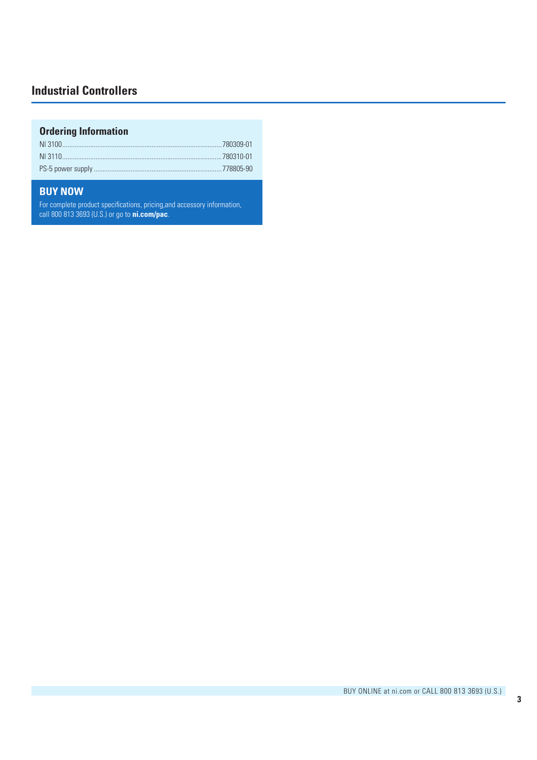## Industrial Controllers

### Ordering Information

| Product | Part Number |
|---|---|
| NI 3100 | 780309-01 |
| NI 3110 | 780310-01 |
| PS-5 power supply | 778805-90 |

### BUY NOW

For complete product specifications, pricing,and accessory information, call 800 813 3693 (U.S.) or go to **ni.com/pac**.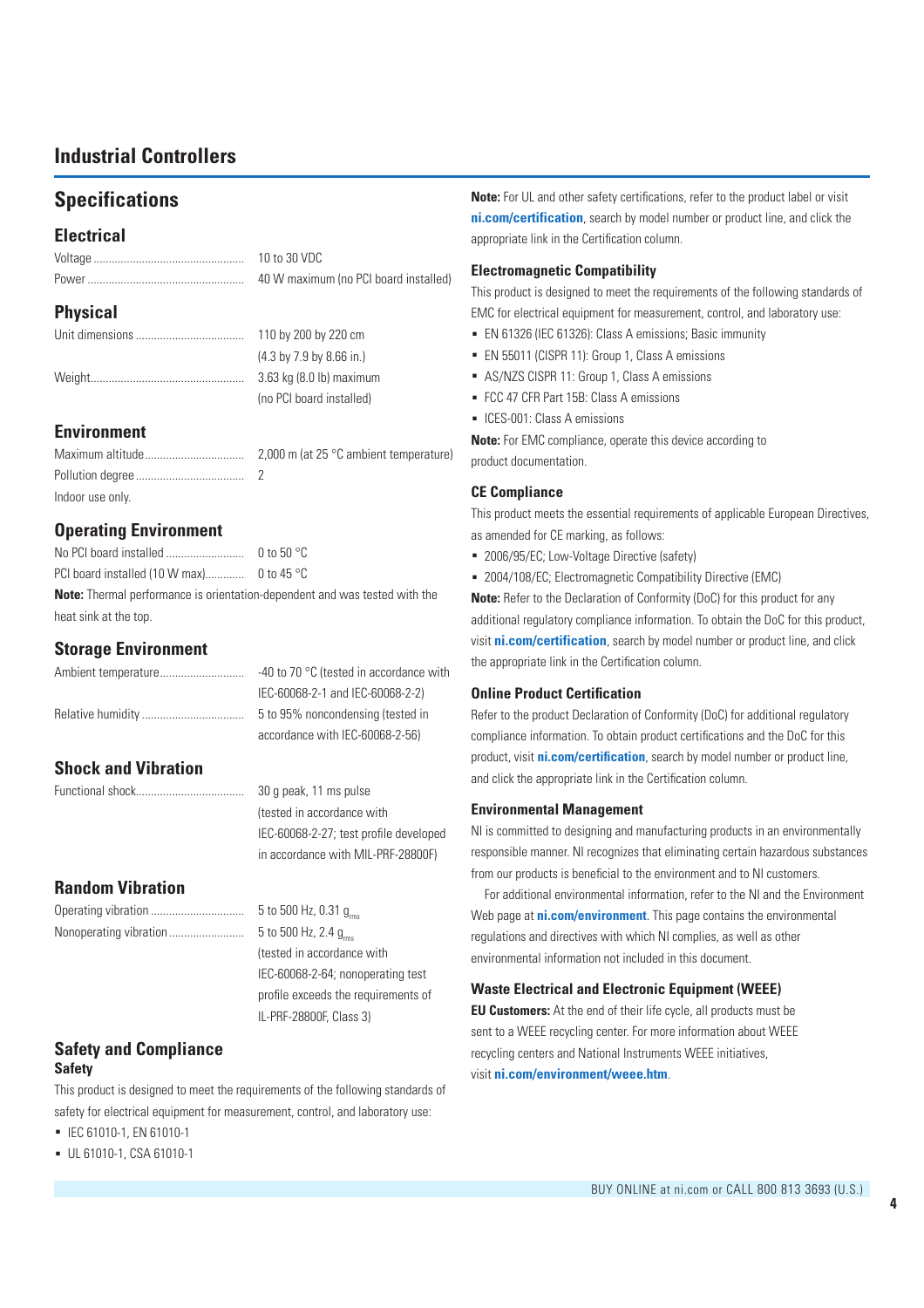# Industrial Controllers

## Specifications

### Electrical

| | |
|---|---|
| Voltage | 10 to 30 VDC |
| Power | 40 W maximum (no PCI board installed) |

### Physical

| | |
|---|---|
| Unit dimensions | 110 by 200 by 220 cm (4.3 by 7.9 by 8.66 in.) |
| Weight | 3.63 kg (8.0 lb) maximum (no PCI board installed) |

### Environment

| | |
|---|---|
| Maximum altitude | 2,000 m (at 25 °C ambient temperature) |
| Pollution degree | 2 |

Indoor use only.

### Operating Environment

| | |
|---|---|
| No PCI board installed | 0 to 50 °C |
| PCI board installed (10 W max) | 0 to 45 °C |

**Note:** Thermal performance is orientation-dependent and was tested with the heat sink at the top.

### Storage Environment

| | |
|---|---|
| Ambient temperature | -40 to 70 °C (tested in accordance with IEC-60068-2-1 and IEC-60068-2-2) |
| Relative humidity | 5 to 95% noncondensing (tested in accordance with IEC-60068-2-56) |

### Shock and Vibration

| | |
|---|---|
| Functional shock | 30 g peak, 11 ms pulse (tested in accordance with IEC-60068-2-27; test profile developed in accordance with MIL-PRF-28800F) |

### Random Vibration

| | |
|---|---|
| Operating vibration | 5 to 500 Hz, 0.31 $g_{rms}$ |
| Nonoperating vibration | 5 to 500 Hz, 2.4 $g_{rms}$ (tested in accordance with IEC-60068-2-64; nonoperating test profile exceeds the requirements of IL-PRF-28800F, Class 3) |

### Safety and Compliance

#### Safety

This product is designed to meet the requirements of the following standards of safety for electrical equipment for measurement, control, and laboratory use:

- IEC 61010-1, EN 61010-1
- UL 61010-1, CSA 61010-1

**Note:** For UL and other safety certifications, refer to the product label or visit **ni.com/certification**, search by model number or product line, and click the appropriate link in the Certification column.

#### Electromagnetic Compatibility

This product is designed to meet the requirements of the following standards of EMC for electrical equipment for measurement, control, and laboratory use:

- EN 61326 (IEC 61326): Class A emissions; Basic immunity
- EN 55011 (CISPR 11): Group 1, Class A emissions
- AS/NZS CISPR 11: Group 1, Class A emissions
- FCC 47 CFR Part 15B: Class A emissions
- ICES-001: Class A emissions

**Note:** For EMC compliance, operate this device according to product documentation.

#### CE Compliance

This product meets the essential requirements of applicable European Directives, as amended for CE marking, as follows:

- 2006/95/EC; Low-Voltage Directive (safety)
- 2004/108/EC; Electromagnetic Compatibility Directive (EMC)

**Note:** Refer to the Declaration of Conformity (DoC) for this product for any additional regulatory compliance information. To obtain the DoC for this product, visit **ni.com/certification**, search by model number or product line, and click the appropriate link in the Certification column.

#### Online Product Certification

Refer to the product Declaration of Conformity (DoC) for additional regulatory compliance information. To obtain product certifications and the DoC for this product, visit **ni.com/certification**, search by model number or product line, and click the appropriate link in the Certification column.

#### Environmental Management

NI is committed to designing and manufacturing products in an environmentally responsible manner. NI recognizes that eliminating certain hazardous substances from our products is beneficial to the environment and to NI customers.

For additional environmental information, refer to the NI and the Environment Web page at **ni.com/environment**. This page contains the environmental regulations and directives with which NI complies, as well as other environmental information not included in this document.

#### Waste Electrical and Electronic Equipment (WEEE)

**EU Customers:** At the end of their life cycle, all products must be sent to a WEEE recycling center. For more information about WEEE recycling centers and National Instruments WEEE initiatives, visit **ni.com/environment/weee.htm**.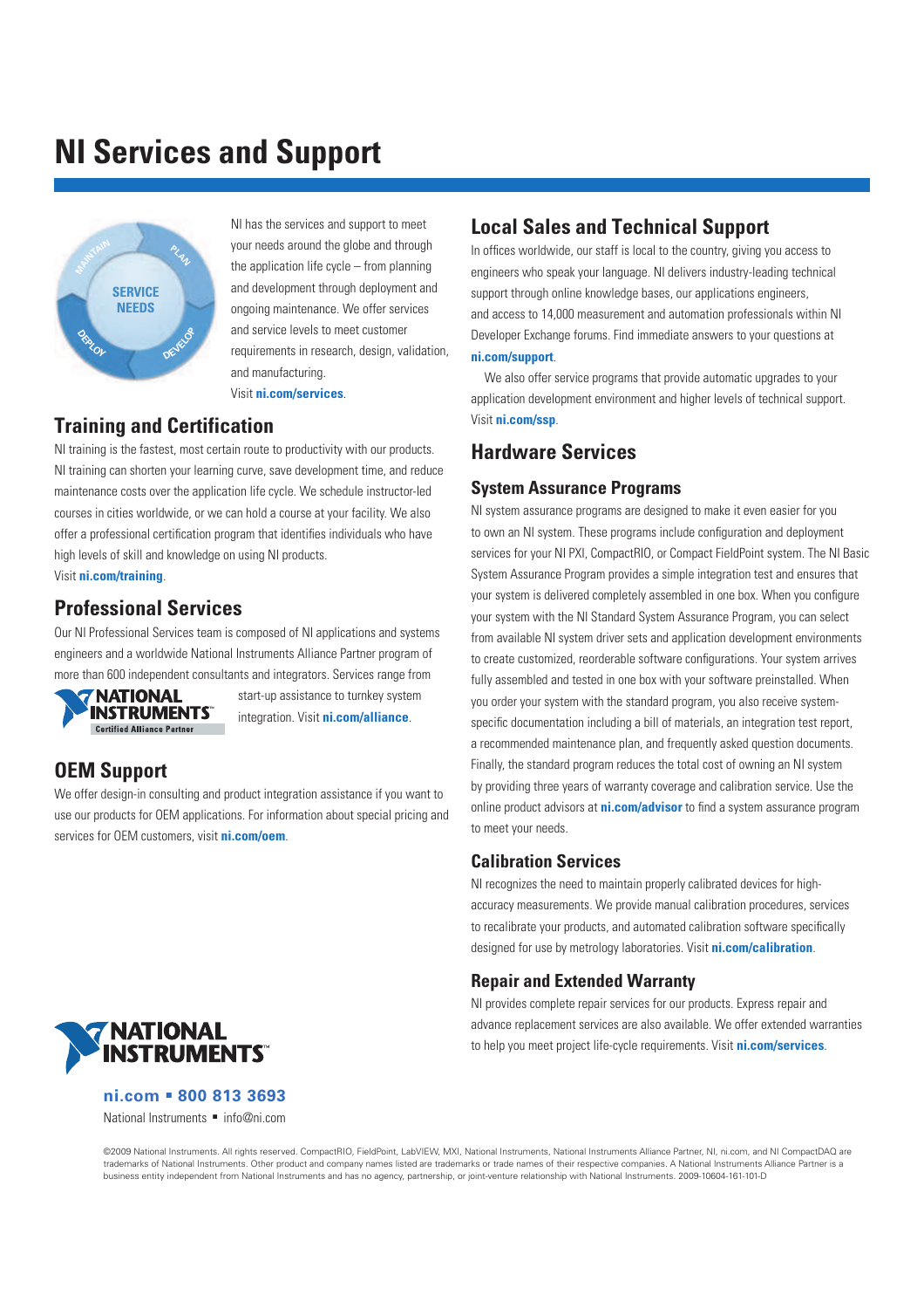# NI Services and Support

SERVICE NEEDS

MAINTAIN PLAN DEPLOY DEVELOP

NI has the services and support to meet your needs around the globe and through the application life cycle – from planning and development through deployment and ongoing maintenance. We offer services and service levels to meet customer requirements in research, design, validation, and manufacturing.
Visit **ni.com/services**.

## Training and Certification

NI training is the fastest, most certain route to productivity with our products. NI training can shorten your learning curve, save development time, and reduce maintenance costs over the application life cycle. We schedule instructor-led courses in cities worldwide, or we can hold a course at your facility. We also offer a professional certification program that identifies individuals who have high levels of skill and knowledge on using NI products.
Visit **ni.com/training**.

## Professional Services

Our NI Professional Services team is composed of NI applications and systems engineers and a worldwide National Instruments Alliance Partner program of more than 600 independent consultants and integrators. Services range from start-up assistance to turnkey system integration. Visit **ni.com/alliance**.

NATIONAL INSTRUMENTS
Certified Alliance Partner

## OEM Support

We offer design-in consulting and product integration assistance if you want to use our products for OEM applications. For information about special pricing and services for OEM customers, visit **ni.com/oem**.

## Local Sales and Technical Support

In offices worldwide, our staff is local to the country, giving you access to engineers who speak your language. NI delivers industry-leading technical support through online knowledge bases, our applications engineers, and access to 14,000 measurement and automation professionals within NI Developer Exchange forums. Find immediate answers to your questions at **ni.com/support**.

We also offer service programs that provide automatic upgrades to your application development environment and higher levels of technical support. Visit **ni.com/ssp**.

## Hardware Services

### System Assurance Programs

NI system assurance programs are designed to make it even easier for you to own an NI system. These programs include configuration and deployment services for your NI PXI, CompactRIO, or Compact FieldPoint system. The NI Basic System Assurance Program provides a simple integration test and ensures that your system is delivered completely assembled in one box. When you configure your system with the NI Standard System Assurance Program, you can select from available NI system driver sets and application development environments to create customized, reorderable software configurations. Your system arrives fully assembled and tested in one box with your software preinstalled. When you order your system with the standard program, you also receive system-specific documentation including a bill of materials, an integration test report, a recommended maintenance plan, and frequently asked question documents. Finally, the standard program reduces the total cost of owning an NI system by providing three years of warranty coverage and calibration service. Use the online product advisors at **ni.com/advisor** to find a system assurance program to meet your needs.

### Calibration Services

NI recognizes the need to maintain properly calibrated devices for high-accuracy measurements. We provide manual calibration procedures, services to recalibrate your products, and automated calibration software specifically designed for use by metrology laboratories. Visit **ni.com/calibration**.

### Repair and Extended Warranty

NI provides complete repair services for our products. Express repair and advance replacement services are also available. We offer extended warranties to help you meet project life-cycle requirements. Visit **ni.com/services**.

NATIONAL INSTRUMENTS™

**ni.com ▪ 800 813 3693**

National Instruments ▪ info@ni.com

©2009 National Instruments. All rights reserved. CompactRIO, FieldPoint, LabVIEW, MXI, National Instruments, National Instruments Alliance Partner, NI, ni.com, and NI CompactDAQ are trademarks of National Instruments. Other product and company names listed are trademarks or trade names of their respective companies. A National Instruments Alliance Partner is a business entity independent from National Instruments and has no agency, partnership, or joint-venture relationship with National Instruments. 2009-10604-161-101-D